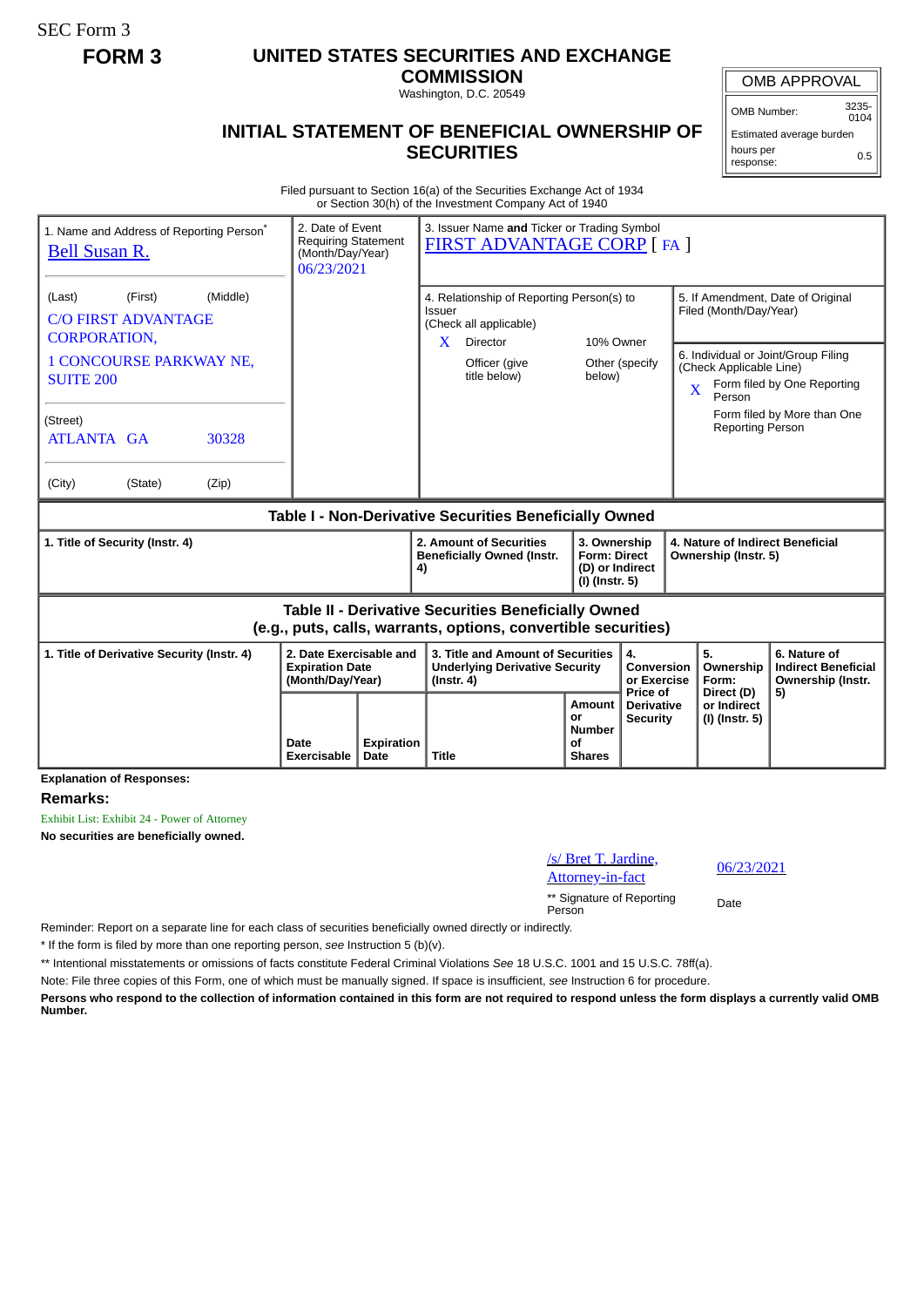SEC Form 3

**FORM 3**

# UNITED STATES SECURITIES AND EXCHANGE COMMISSION

Washington, D.C. 20549

## INITIAL STATEMENT OF BENEFICIAL OWNERSHIP OF SECURITIES

| OMB APPROVAL | |
|---|---|
| OMB Number: | 3235-0104 |
| Estimated average burden | |
| hours per response: | 0.5 |

Filed pursuant to Section 16(a) of the Securities Exchange Act of 1934
or Section 30(h) of the Investment Company Act of 1940

| | | |
|---|---|---|
| 1. Name and Address of Reporting Person* <br> Bell Susan R. <br> (Last) (First) (Middle) <br> C/O FIRST ADVANTAGE CORPORATION, <br> 1 CONCOURSE PARKWAY NE, SUITE 200 <br> (Street) <br> ATLANTA GA 30328 <br> (City) (State) (Zip) | 2. Date of Event Requiring Statement (Month/Day/Year) <br> 06/23/2021 | 3. Issuer Name **and** Ticker or Trading Symbol <br> FIRST ADVANTAGE CORP [ FA ] <br><br> 4. Relationship of Reporting Person(s) to Issuer (Check all applicable) <br> X Director <br> 10% Owner <br> Officer (give title below) <br> Other (specify below) <br><br> 5. If Amendment, Date of Original Filed (Month/Day/Year) <br><br> 6. Individual or Joint/Group Filing (Check Applicable Line) <br> X Form filed by One Reporting Person <br> Form filed by More than One Reporting Person |

**Table I - Non-Derivative Securities Beneficially Owned**

| 1. Title of Security (Instr. 4) | 2. Amount of Securities Beneficially Owned (Instr. 4) | 3. Ownership Form: Direct (D) or Indirect (I) (Instr. 5) | 4. Nature of Indirect Beneficial Ownership (Instr. 5) |
|---|---|---|---|

**Table II - Derivative Securities Beneficially Owned (e.g., puts, calls, warrants, options, convertible securities)**

| 1. Title of Derivative Security (Instr. 4) | 2. Date Exercisable and Expiration Date (Month/Day/Year) | | 3. Title and Amount of Securities Underlying Derivative Security (Instr. 4) | | 4. Conversion or Exercise Price of Derivative Security | 5. Ownership Form: Direct (D) or Indirect (I) (Instr. 5) | 6. Nature of Indirect Beneficial Ownership (Instr. 5) |
|---|---|---|---|---|---|---|---|
| | Date Exercisable | Expiration Date | Title | Amount or Number of Shares | | | |

**Explanation of Responses:**

**Remarks:**

Exhibit List: Exhibit 24 - Power of Attorney

**No securities are beneficially owned.**

| | |
|---|---|
| /s/ Bret T. Jardine, Attorney-in-fact | 06/23/2021 |
| ** Signature of Reporting Person | Date |

Reminder: Report on a separate line for each class of securities beneficially owned directly or indirectly.

\* If the form is filed by more than one reporting person, *see* Instruction 5 (b)(v).

** Intentional misstatements or omissions of facts constitute Federal Criminal Violations *See* 18 U.S.C. 1001 and 15 U.S.C. 78ff(a).

Note: File three copies of this Form, one of which must be manually signed. If space is insufficient, *see* Instruction 6 for procedure.

**Persons who respond to the collection of information contained in this form are not required to respond unless the form displays a currently valid OMB Number.**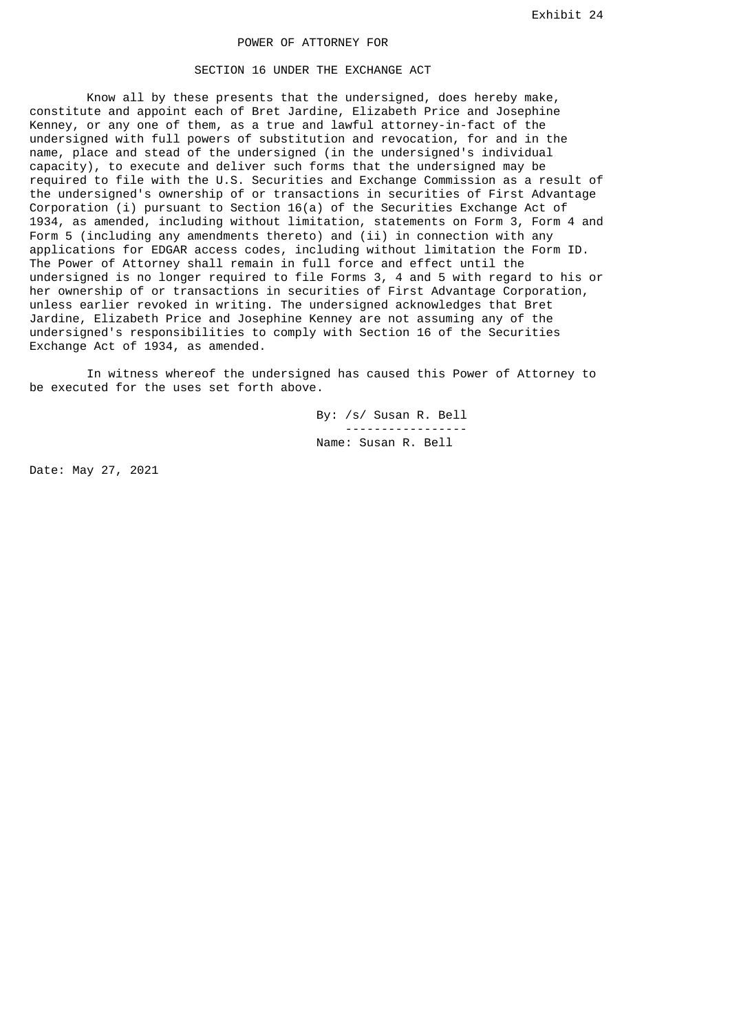Exhibit 24

# POWER OF ATTORNEY FOR

## SECTION 16 UNDER THE EXCHANGE ACT

Know all by these presents that the undersigned, does hereby make, constitute and appoint each of Bret Jardine, Elizabeth Price and Josephine Kenney, or any one of them, as a true and lawful attorney-in-fact of the undersigned with full powers of substitution and revocation, for and in the name, place and stead of the undersigned (in the undersigned's individual capacity), to execute and deliver such forms that the undersigned may be required to file with the U.S. Securities and Exchange Commission as a result of the undersigned's ownership of or transactions in securities of First Advantage Corporation (i) pursuant to Section 16(a) of the Securities Exchange Act of 1934, as amended, including without limitation, statements on Form 3, Form 4 and Form 5 (including any amendments thereto) and (ii) in connection with any applications for EDGAR access codes, including without limitation the Form ID. The Power of Attorney shall remain in full force and effect until the undersigned is no longer required to file Forms 3, 4 and 5 with regard to his or her ownership of or transactions in securities of First Advantage Corporation, unless earlier revoked in writing. The undersigned acknowledges that Bret Jardine, Elizabeth Price and Josephine Kenney are not assuming any of the undersigned's responsibilities to comply with Section 16 of the Securities Exchange Act of 1934, as amended.

In witness whereof the undersigned has caused this Power of Attorney to be executed for the uses set forth above.

By: /s/ Susan R. Bell

Name: Susan R. Bell

Date: May 27, 2021